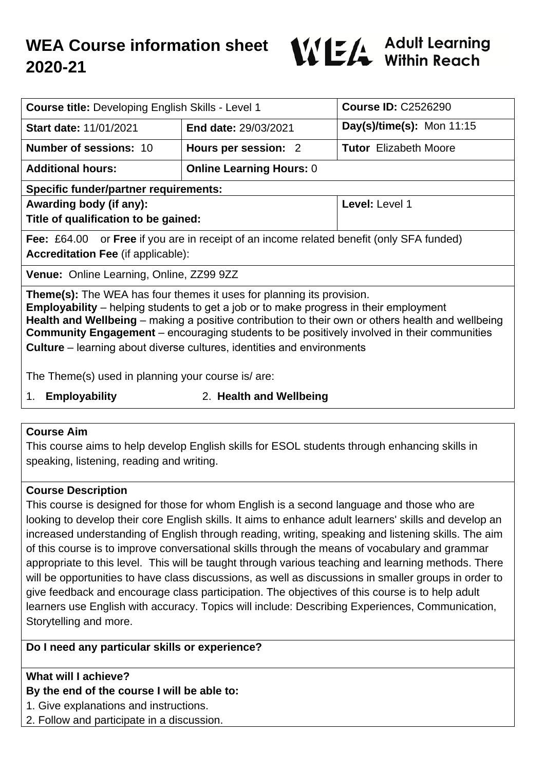# WEA Course information sheet 2020-21

WEA Adult Learning Within Reach

| **Course title:** Developing English Skills - Level 1 | | **Course ID:** C2526290 |
|---|---|---|
| **Start date:** 11/01/2021 | **End date:** 29/03/2021 | **Day(s)/time(s):** Mon 11:15 |
| **Number of sessions:** 10 | **Hours per session:** 2 | **Tutor** Elizabeth Moore |
| **Additional hours:** | **Online Learning Hours:** 0 | |
| **Specific funder/partner requirements:** | | |
| **Awarding body (if any):**<br>**Title of qualification to be gained:** | | **Level:** Level 1 |
| **Fee:** £64.00 or **Free** if you are in receipt of an income related benefit (only SFA funded)<br>**Accreditation Fee** (if applicable): | | |
| **Venue:** Online Learning, Online, ZZ99 9ZZ | | |

**Theme(s):** The WEA has four themes it uses for planning its provision.
**Employability** – helping students to get a job or to make progress in their employment
**Health and Wellbeing** – making a positive contribution to their own or others health and wellbeing
**Community Engagement** – encouraging students to be positively involved in their communities
**Culture** – learning about diverse cultures, identities and environments

The Theme(s) used in planning your course is/ are:

1. **Employability**
2. **Health and Wellbeing**

## Course Aim

This course aims to help develop English skills for ESOL students through enhancing skills in speaking, listening, reading and writing.

## Course Description

This course is designed for those for whom English is a second language and those who are looking to develop their core English skills. It aims to enhance adult learners' skills and develop an increased understanding of English through reading, writing, speaking and listening skills. The aim of this course is to improve conversational skills through the means of vocabulary and grammar appropriate to this level. This will be taught through various teaching and learning methods. There will be opportunities to have class discussions, as well as discussions in smaller groups in order to give feedback and encourage class participation. The objectives of this course is to help adult learners use English with accuracy. Topics will include: Describing Experiences, Communication, Storytelling and more.

## Do I need any particular skills or experience?

## What will I achieve?

**By the end of the course I will be able to:**

1. Give explanations and instructions.
2. Follow and participate in a discussion.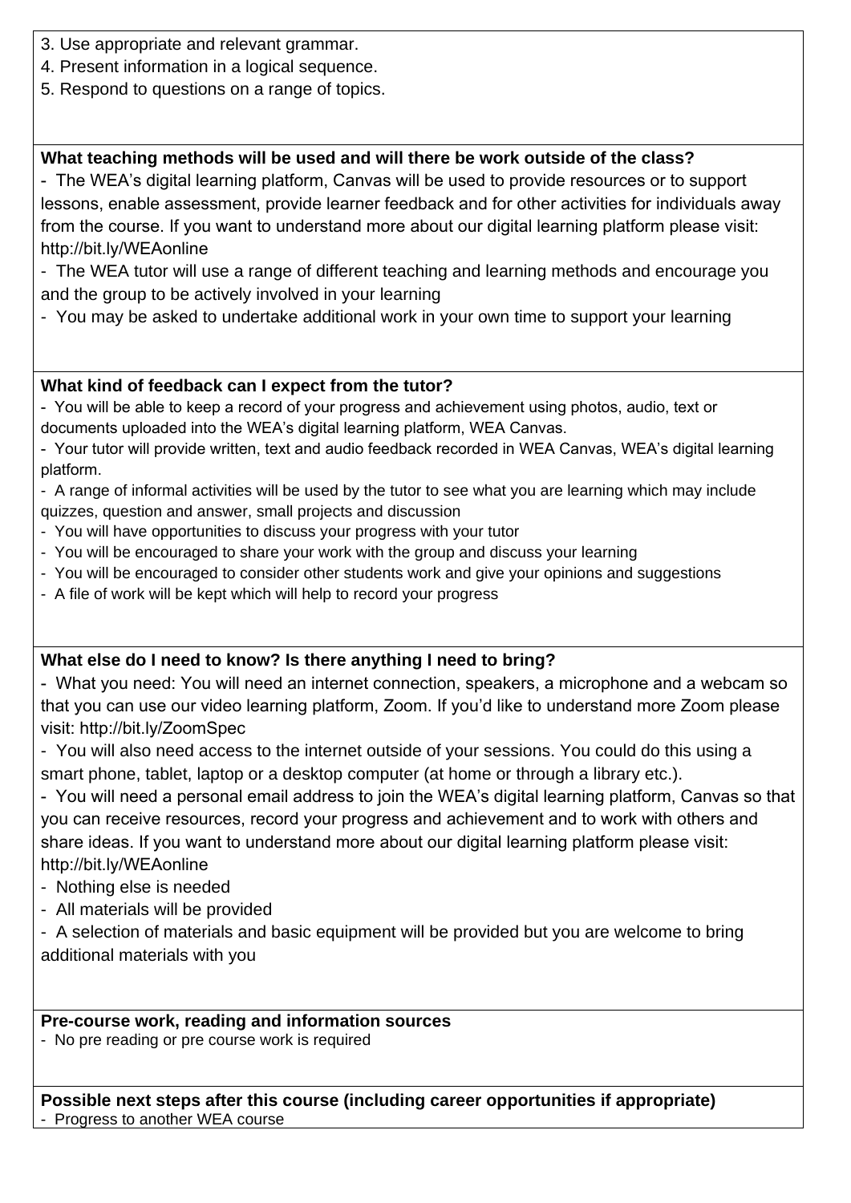3. Use appropriate and relevant grammar.
4. Present information in a logical sequence.
5. Respond to questions on a range of topics.

**What teaching methods will be used and will there be work outside of the class?**

- The WEA's digital learning platform, Canvas will be used to provide resources or to support lessons, enable assessment, provide learner feedback and for other activities for individuals away from the course. If you want to understand more about our digital learning platform please visit: http://bit.ly/WEAonline
- The WEA tutor will use a range of different teaching and learning methods and encourage you and the group to be actively involved in your learning
- You may be asked to undertake additional work in your own time to support your learning

**What kind of feedback can I expect from the tutor?**

- You will be able to keep a record of your progress and achievement using photos, audio, text or documents uploaded into the WEA's digital learning platform, WEA Canvas.
- Your tutor will provide written, text and audio feedback recorded in WEA Canvas, WEA's digital learning platform.
- A range of informal activities will be used by the tutor to see what you are learning which may include quizzes, question and answer, small projects and discussion
- You will have opportunities to discuss your progress with your tutor
- You will be encouraged to share your work with the group and discuss your learning
- You will be encouraged to consider other students work and give your opinions and suggestions
- A file of work will be kept which will help to record your progress

**What else do I need to know? Is there anything I need to bring?**

- What you need: You will need an internet connection, speakers, a microphone and a webcam so that you can use our video learning platform, Zoom. If you'd like to understand more Zoom please visit: http://bit.ly/ZoomSpec
- You will also need access to the internet outside of your sessions. You could do this using a smart phone, tablet, laptop or a desktop computer (at home or through a library etc.).
- You will need a personal email address to join the WEA's digital learning platform, Canvas so that you can receive resources, record your progress and achievement and to work with others and share ideas. If you want to understand more about our digital learning platform please visit: http://bit.ly/WEAonline
- Nothing else is needed
- All materials will be provided
- A selection of materials and basic equipment will be provided but you are welcome to bring additional materials with you

**Pre-course work, reading and information sources**

- No pre reading or pre course work is required

**Possible next steps after this course (including career opportunities if appropriate)**

- Progress to another WEA course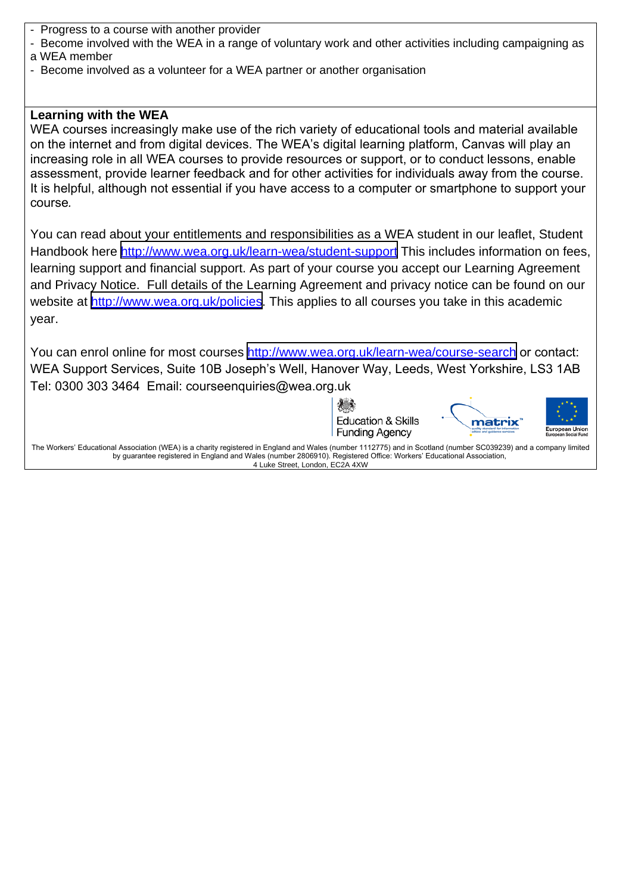- Progress to a course with another provider
- Become involved with the WEA in a range of voluntary work and other activities including campaigning as a WEA member
- Become involved as a volunteer for a WEA partner or another organisation

**Learning with the WEA**

WEA courses increasingly make use of the rich variety of educational tools and material available on the internet and from digital devices. The WEA's digital learning platform, Canvas will play an increasing role in all WEA courses to provide resources or support, or to conduct lessons, enable assessment, provide learner feedback and for other activities for individuals away from the course. It is helpful, although not essential if you have access to a computer or smartphone to support your course.

You can read about your entitlements and responsibilities as a WEA student in our leaflet, Student Handbook here http://www.wea.org.uk/learn-wea/student-support This includes information on fees, learning support and financial support. As part of your course you accept our Learning Agreement and Privacy Notice. Full details of the Learning Agreement and privacy notice can be found on our website at http://www.wea.org.uk/policies. This applies to all courses you take in this academic year.

You can enrol online for most courses http://www.wea.org.uk/learn-wea/course-search or contact: WEA Support Services, Suite 10B Joseph's Well, Hanover Way, Leeds, West Yorkshire, LS3 1AB
Tel: 0300 303 3464 Email: courseenquiries@wea.org.uk

Education & Skills Funding Agency

matrix

European Union European Social Fund

The Workers' Educational Association (WEA) is a charity registered in England and Wales (number 1112775) and in Scotland (number SC039239) and a company limited by guarantee registered in England and Wales (number 2806910). Registered Office: Workers' Educational Association, 4 Luke Street, London, EC2A 4XW